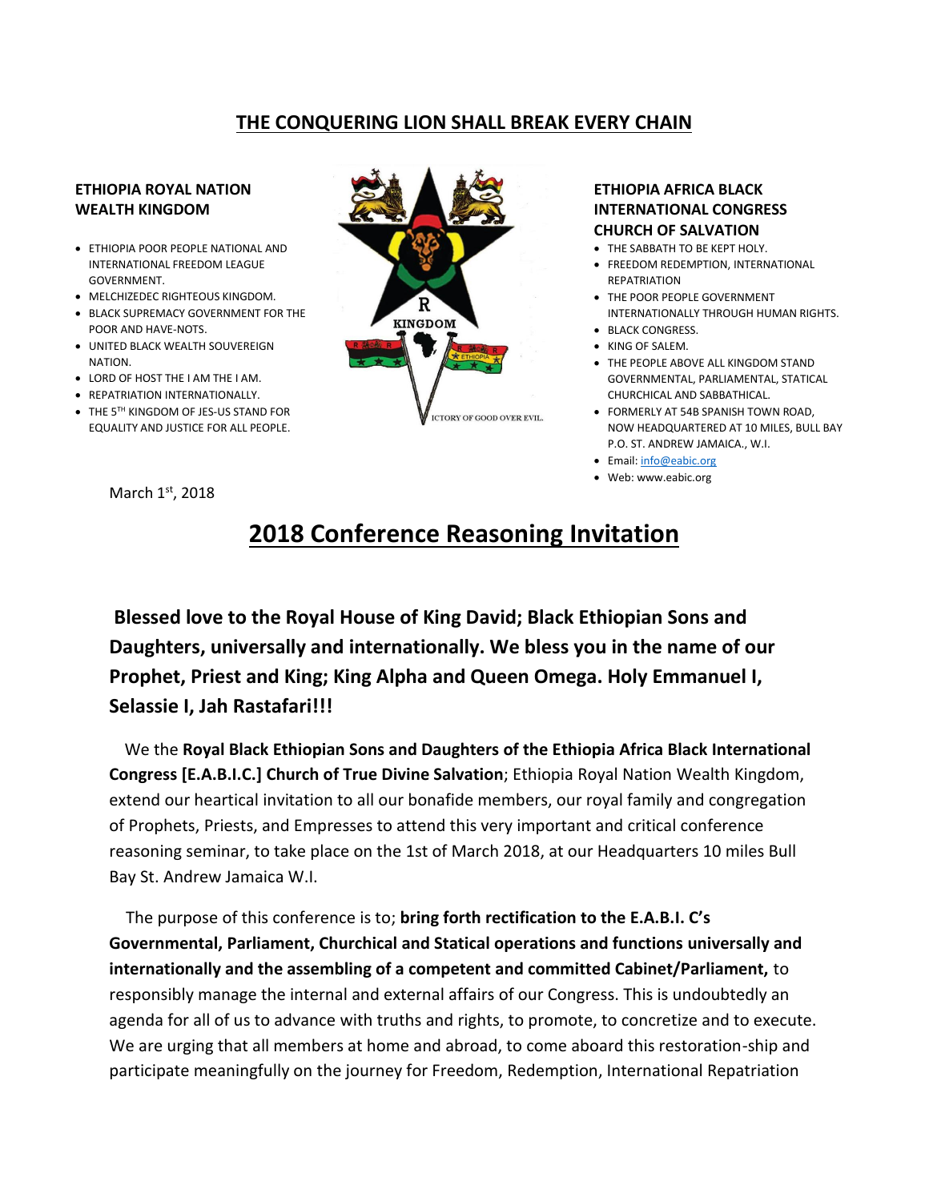# THE CONQUERING LION SHALL BREAK EVERY CHAIN

**ETHIOPIA ROYAL NATION WEALTH KINGDOM**

- ETHIOPIA POOR PEOPLE NATIONAL AND INTERNATIONAL FREEDOM LEAGUE GOVERNMENT.
- MELCHIZEDEC RIGHTEOUS KINGDOM.
- BLACK SUPREMACY GOVERNMENT FOR THE POOR AND HAVE-NOTS.
- UNITED BLACK WEALTH SOUVEREIGN NATION.
- LORD OF HOST THE I AM THE I AM.
- REPATRIATION INTERNATIONALLY.
- THE 5TH KINGDOM OF JES-US STAND FOR EQUALITY AND JUSTICE FOR ALL PEOPLE.

R
KINGDOM
ETHIOPIA
VICTORY OF GOOD OVER EVIL.

**ETHIOPIA AFRICA BLACK INTERNATIONAL CONGRESS CHURCH OF SALVATION**

- THE SABBATH TO BE KEPT HOLY.
- FREEDOM REDEMPTION, INTERNATIONAL REPATRIATION
- THE POOR PEOPLE GOVERNMENT INTERNATIONALLY THROUGH HUMAN RIGHTS.
- BLACK CONGRESS.
- KING OF SALEM.
- THE PEOPLE ABOVE ALL KINGDOM STAND GOVERNMENTAL, PARLIAMENTAL, STATICAL CHURCHICAL AND SABBATHICAL.
- FORMERLY AT 54B SPANISH TOWN ROAD, NOW HEADQUARTERED AT 10 MILES, BULL BAY P.O. ST. ANDREW JAMAICA., W.I.
- Email: info@eabic.org
- Web: www.eabic.org

March 1st, 2018

# 2018 Conference Reasoning Invitation

**Blessed love to the Royal House of King David; Black Ethiopian Sons and Daughters, universally and internationally. We bless you in the name of our Prophet, Priest and King; King Alpha and Queen Omega. Holy Emmanuel I, Selassie I, Jah Rastafari!!!**

We the **Royal Black Ethiopian Sons and Daughters of the Ethiopia Africa Black International Congress [E.A.B.I.C.] Church of True Divine Salvation**; Ethiopia Royal Nation Wealth Kingdom, extend our heartical invitation to all our bonafide members, our royal family and congregation of Prophets, Priests, and Empresses to attend this very important and critical conference reasoning seminar, to take place on the 1st of March 2018, at our Headquarters 10 miles Bull Bay St. Andrew Jamaica W.I.

The purpose of this conference is to; **bring forth rectification to the E.A.B.I. C's Governmental, Parliament, Churchical and Statical operations and functions universally and internationally and the assembling of a competent and committed Cabinet/Parliament,** to responsibly manage the internal and external affairs of our Congress. This is undoubtedly an agenda for all of us to advance with truths and rights, to promote, to concretize and to execute. We are urging that all members at home and abroad, to come aboard this restoration-ship and participate meaningfully on the journey for Freedom, Redemption, International Repatriation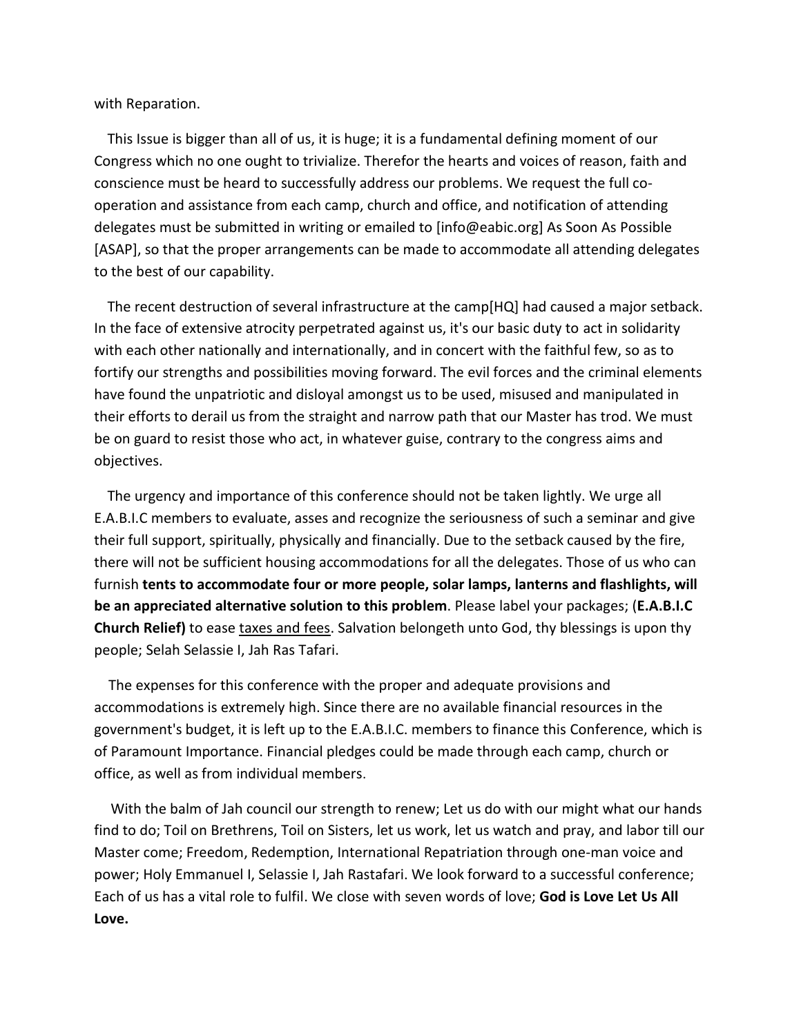with Reparation.

This Issue is bigger than all of us, it is huge; it is a fundamental defining moment of our Congress which no one ought to trivialize. Therefor the hearts and voices of reason, faith and conscience must be heard to successfully address our problems. We request the full co-operation and assistance from each camp, church and office, and notification of attending delegates must be submitted in writing or emailed to [info@eabic.org] As Soon As Possible [ASAP], so that the proper arrangements can be made to accommodate all attending delegates to the best of our capability.

The recent destruction of several infrastructure at the camp[HQ] had caused a major setback. In the face of extensive atrocity perpetrated against us, it's our basic duty to act in solidarity with each other nationally and internationally, and in concert with the faithful few, so as to fortify our strengths and possibilities moving forward. The evil forces and the criminal elements have found the unpatriotic and disloyal amongst us to be used, misused and manipulated in their efforts to derail us from the straight and narrow path that our Master has trod. We must be on guard to resist those who act, in whatever guise, contrary to the congress aims and objectives.

The urgency and importance of this conference should not be taken lightly. We urge all E.A.B.I.C members to evaluate, asses and recognize the seriousness of such a seminar and give their full support, spiritually, physically and financially. Due to the setback caused by the fire, there will not be sufficient housing accommodations for all the delegates. Those of us who can furnish **tents to accommodate four or more people, solar lamps, lanterns and flashlights, will be an appreciated alternative solution to this problem**. Please label your packages; (**E.A.B.I.C Church Relief)** to ease taxes and fees. Salvation belongeth unto God, thy blessings is upon thy people; Selah Selassie I, Jah Ras Tafari.

The expenses for this conference with the proper and adequate provisions and accommodations is extremely high. Since there are no available financial resources in the government's budget, it is left up to the E.A.B.I.C. members to finance this Conference, which is of Paramount Importance. Financial pledges could be made through each camp, church or office, as well as from individual members.

With the balm of Jah council our strength to renew; Let us do with our might what our hands find to do; Toil on Brethrens, Toil on Sisters, let us work, let us watch and pray, and labor till our Master come; Freedom, Redemption, International Repatriation through one-man voice and power; Holy Emmanuel I, Selassie I, Jah Rastafari. We look forward to a successful conference; Each of us has a vital role to fulfil. We close with seven words of love; **God is Love Let Us All Love.**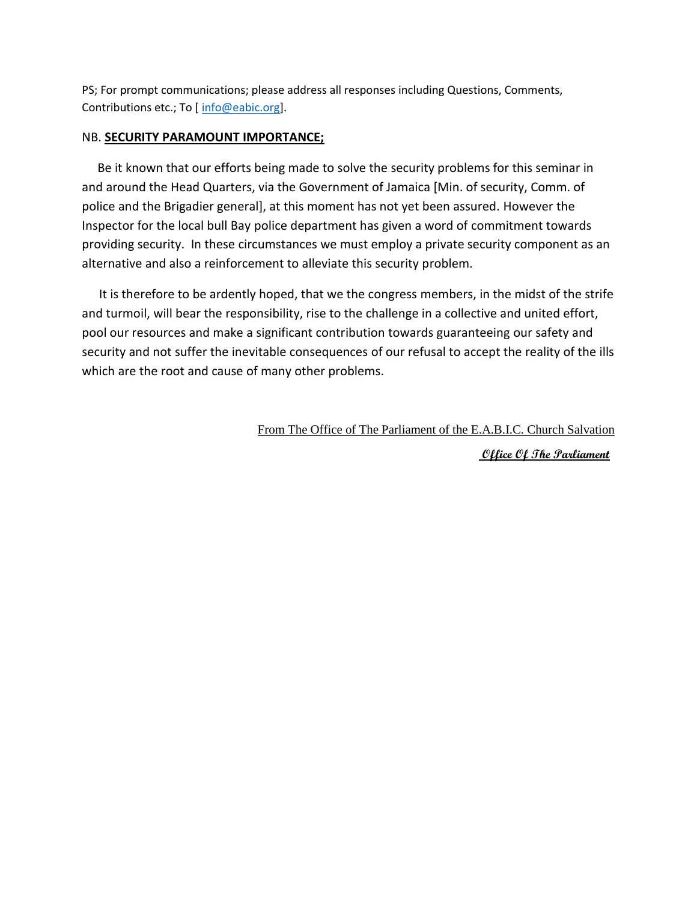PS; For prompt communications; please address all responses including Questions, Comments, Contributions etc.; To [ info@eabic.org].

NB. **SECURITY PARAMOUNT IMPORTANCE;**

Be it known that our efforts being made to solve the security problems for this seminar in and around the Head Quarters, via the Government of Jamaica [Min. of security, Comm. of police and the Brigadier general], at this moment has not yet been assured. However the Inspector for the local bull Bay police department has given a word of commitment towards providing security. In these circumstances we must employ a private security component as an alternative and also a reinforcement to alleviate this security problem.

It is therefore to be ardently hoped, that we the congress members, in the midst of the strife and turmoil, will bear the responsibility, rise to the challenge in a collective and united effort, pool our resources and make a significant contribution towards guaranteeing our safety and security and not suffer the inevitable consequences of our refusal to accept the reality of the ills which are the root and cause of many other problems.

From The Office of The Parliament of the E.A.B.I.C. Church Salvation

**Office Of The Parliament**